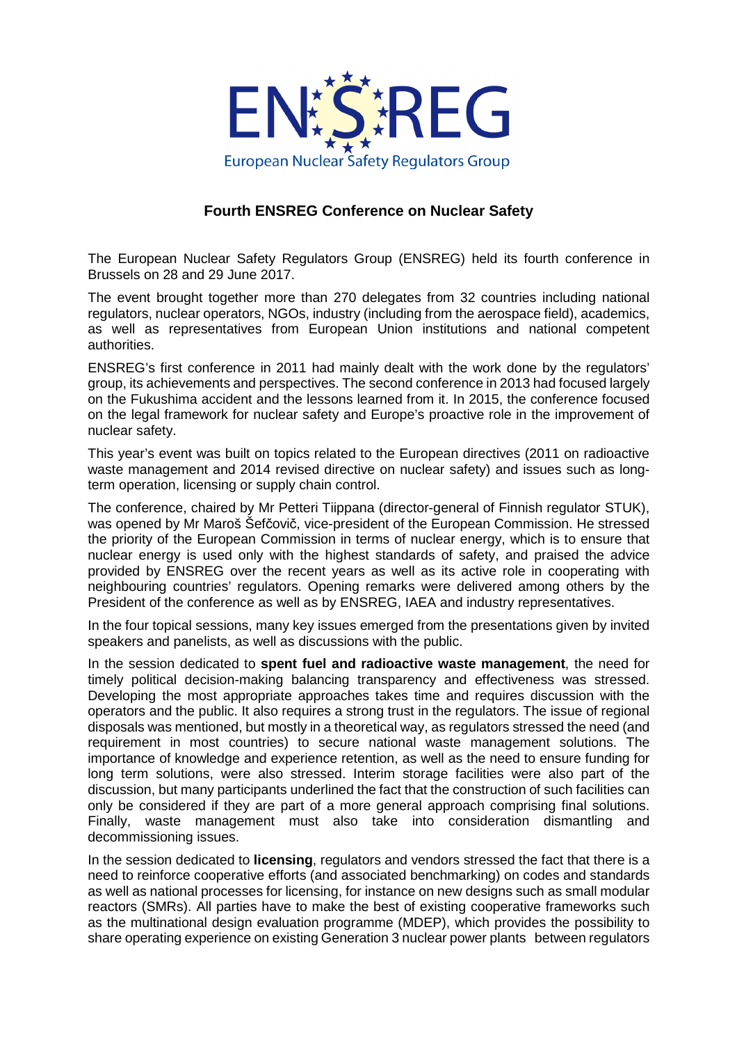ENSREG

European Nuclear Safety Regulators Group

# Fourth ENSREG Conference on Nuclear Safety

The European Nuclear Safety Regulators Group (ENSREG) held its fourth conference in Brussels on 28 and 29 June 2017.

The event brought together more than 270 delegates from 32 countries including national regulators, nuclear operators, NGOs, industry (including from the aerospace field), academics, as well as representatives from European Union institutions and national competent authorities.

ENSREG's first conference in 2011 had mainly dealt with the work done by the regulators' group, its achievements and perspectives. The second conference in 2013 had focused largely on the Fukushima accident and the lessons learned from it. In 2015, the conference focused on the legal framework for nuclear safety and Europe's proactive role in the improvement of nuclear safety.

This year's event was built on topics related to the European directives (2011 on radioactive waste management and 2014 revised directive on nuclear safety) and issues such as long-term operation, licensing or supply chain control.

The conference, chaired by Mr Petteri Tiippana (director-general of Finnish regulator STUK), was opened by Mr Maroš Šefčovič, vice-president of the European Commission. He stressed the priority of the European Commission in terms of nuclear energy, which is to ensure that nuclear energy is used only with the highest standards of safety, and praised the advice provided by ENSREG over the recent years as well as its active role in cooperating with neighbouring countries' regulators. Opening remarks were delivered among others by the President of the conference as well as by ENSREG, IAEA and industry representatives.

In the four topical sessions, many key issues emerged from the presentations given by invited speakers and panelists, as well as discussions with the public.

In the session dedicated to **spent fuel and radioactive waste management**, the need for timely political decision-making balancing transparency and effectiveness was stressed. Developing the most appropriate approaches takes time and requires discussion with the operators and the public. It also requires a strong trust in the regulators. The issue of regional disposals was mentioned, but mostly in a theoretical way, as regulators stressed the need (and requirement in most countries) to secure national waste management solutions. The importance of knowledge and experience retention, as well as the need to ensure funding for long term solutions, were also stressed. Interim storage facilities were also part of the discussion, but many participants underlined the fact that the construction of such facilities can only be considered if they are part of a more general approach comprising final solutions. Finally, waste management must also take into consideration dismantling and decommissioning issues.

In the session dedicated to **licensing**, regulators and vendors stressed the fact that there is a need to reinforce cooperative efforts (and associated benchmarking) on codes and standards as well as national processes for licensing, for instance on new designs such as small modular reactors (SMRs). All parties have to make the best of existing cooperative frameworks such as the multinational design evaluation programme (MDEP), which provides the possibility to share operating experience on existing Generation 3 nuclear power plants between regulators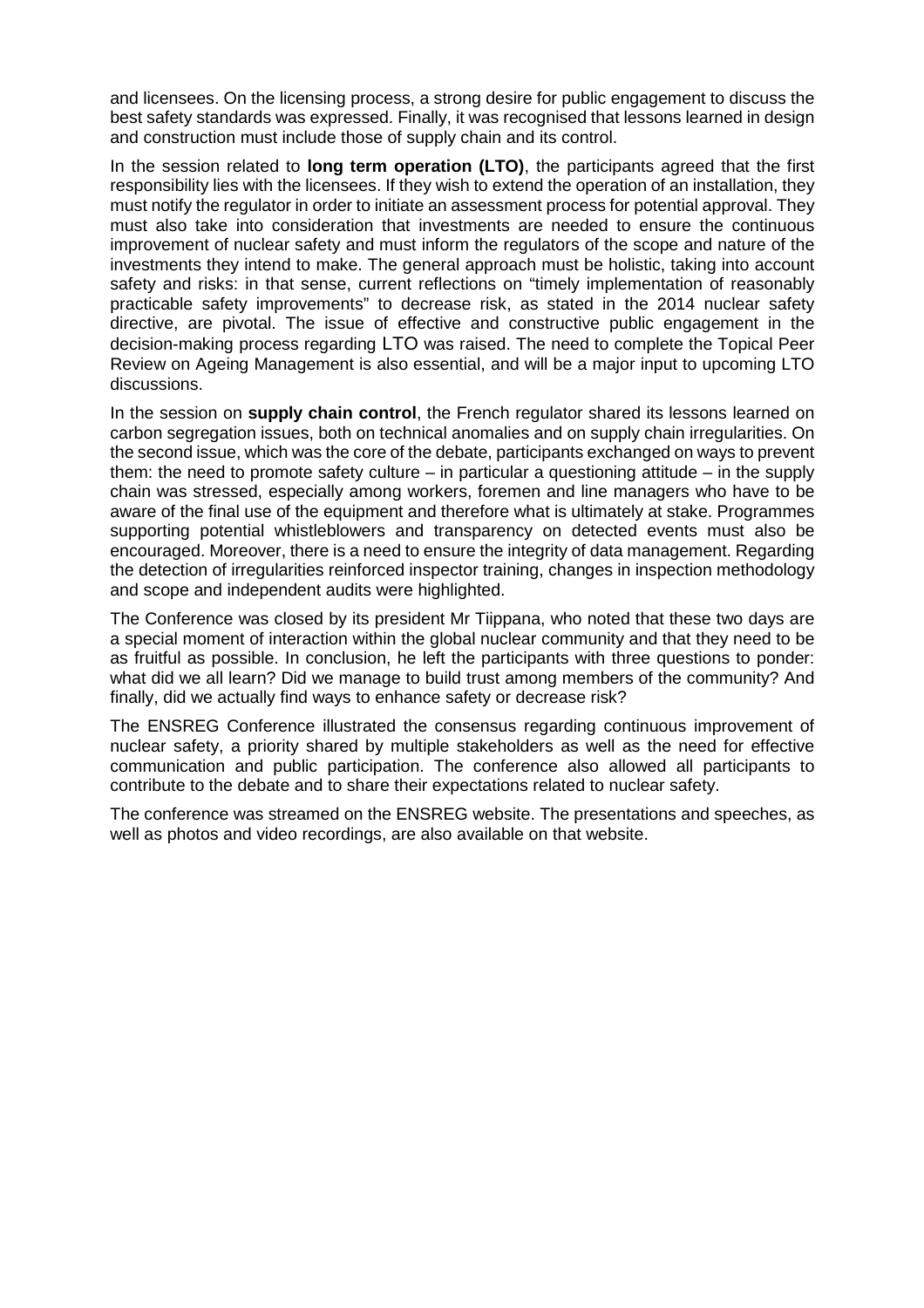and licensees. On the licensing process, a strong desire for public engagement to discuss the best safety standards was expressed. Finally, it was recognised that lessons learned in design and construction must include those of supply chain and its control.

In the session related to **long term operation (LTO)**, the participants agreed that the first responsibility lies with the licensees. If they wish to extend the operation of an installation, they must notify the regulator in order to initiate an assessment process for potential approval. They must also take into consideration that investments are needed to ensure the continuous improvement of nuclear safety and must inform the regulators of the scope and nature of the investments they intend to make. The general approach must be holistic, taking into account safety and risks: in that sense, current reflections on "timely implementation of reasonably practicable safety improvements" to decrease risk, as stated in the 2014 nuclear safety directive, are pivotal. The issue of effective and constructive public engagement in the decision-making process regarding LTO was raised. The need to complete the Topical Peer Review on Ageing Management is also essential, and will be a major input to upcoming LTO discussions.

In the session on **supply chain control**, the French regulator shared its lessons learned on carbon segregation issues, both on technical anomalies and on supply chain irregularities. On the second issue, which was the core of the debate, participants exchanged on ways to prevent them: the need to promote safety culture – in particular a questioning attitude – in the supply chain was stressed, especially among workers, foremen and line managers who have to be aware of the final use of the equipment and therefore what is ultimately at stake. Programmes supporting potential whistleblowers and transparency on detected events must also be encouraged. Moreover, there is a need to ensure the integrity of data management. Regarding the detection of irregularities reinforced inspector training, changes in inspection methodology and scope and independent audits were highlighted.

The Conference was closed by its president Mr Tiippana, who noted that these two days are a special moment of interaction within the global nuclear community and that they need to be as fruitful as possible. In conclusion, he left the participants with three questions to ponder: what did we all learn? Did we manage to build trust among members of the community? And finally, did we actually find ways to enhance safety or decrease risk?

The ENSREG Conference illustrated the consensus regarding continuous improvement of nuclear safety, a priority shared by multiple stakeholders as well as the need for effective communication and public participation. The conference also allowed all participants to contribute to the debate and to share their expectations related to nuclear safety.

The conference was streamed on the ENSREG website. The presentations and speeches, as well as photos and video recordings, are also available on that website.